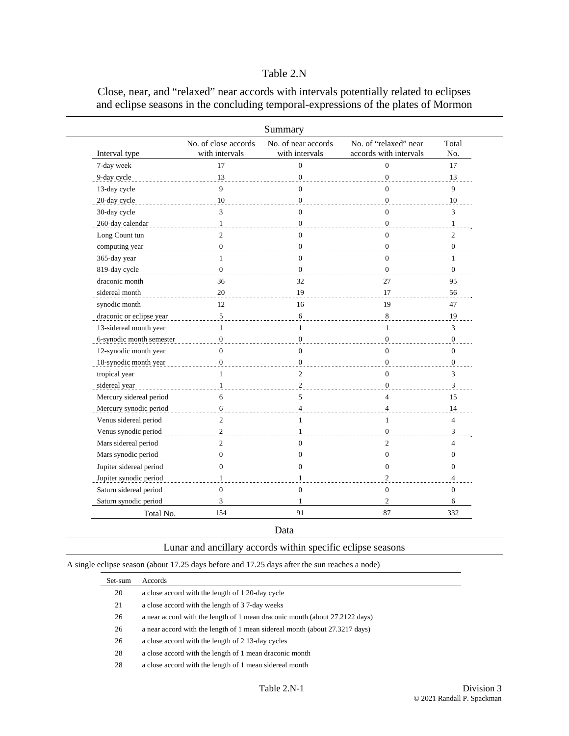# Table 2.N

## Close, near, and "relaxed" near accords with intervals potentially related to eclipses and eclipse seasons in the concluding temporal-expressions of the plates of Mormon

### Summary

| Interval type | No. of close accords with intervals | No. of near accords with intervals | No. of "relaxed" near accords with intervals | Total No. |
|---|---|---|---|---|
| 7-day week | 17 | 0 | 0 | 17 |
| 9-day cycle | 13 | 0 | 0 | 13 |
| 13-day cycle | 9 | 0 | 0 | 9 |
| 20-day cycle | 10 | 0 | 0 | 10 |
| 30-day cycle | 3 | 0 | 0 | 3 |
| 260-day calendar | 1 | 0 | 0 | 1 |
| Long Count tun | 2 | 0 | 0 | 2 |
| computing year | 0 | 0 | 0 | 0 |
| 365-day year | 1 | 0 | 0 | 1 |
| 819-day cycle | 0 | 0 | 0 | 0 |
| draconic month | 36 | 32 | 27 | 95 |
| sidereal month | 20 | 19 | 17 | 56 |
| synodic month | 12 | 16 | 19 | 47 |
| draconic or eclipse year | 5 | 6 | 8 | 19 |
| 13-sidereal month year | 1 | 1 | 1 | 3 |
| 6-synodic month semester | 0 | 0 | 0 | 0 |
| 12-synodic month year | 0 | 0 | 0 | 0 |
| 18-synodic month year | 0 | 0 | 0 | 0 |
| tropical year | 1 | 2 | 0 | 3 |
| sidereal year | 1 | 2 | 0 | 3 |
| Mercury sidereal period | 6 | 5 | 4 | 15 |
| Mercury synodic period | 6 | 4 | 4 | 14 |
| Venus sidereal period | 2 | 1 | 1 | 4 |
| Venus synodic period | 2 | 1 | 0 | 3 |
| Mars sidereal period | 2 | 0 | 2 | 4 |
| Mars synodic period | 0 | 0 | 0 | 0 |
| Jupiter sidereal period | 0 | 0 | 0 | 0 |
| Jupiter synodic period | 1 | 1 | 2 | 4 |
| Saturn sidereal period | 0 | 0 | 0 | 0 |
| Saturn synodic period | 3 | 1 | 2 | 6 |
| Total No. | 154 | 91 | 87 | 332 |

### Data

#### Lunar and ancillary accords within specific eclipse seasons

A single eclipse season (about 17.25 days before and 17.25 days after the sun reaches a node)

| Set-sum | Accords |
|---|---|
| 20 | a close accord with the length of 1 20-day cycle |
| 21 | a close accord with the length of 3 7-day weeks |
| 26 | a near accord with the length of 1 mean draconic month (about 27.2122 days) |
| 26 | a near accord with the length of 1 mean sidereal month (about 27.3217 days) |
| 26 | a close accord with the length of 2 13-day cycles |
| 28 | a close accord with the length of 1 mean draconic month |
| 28 | a close accord with the length of 1 mean sidereal month |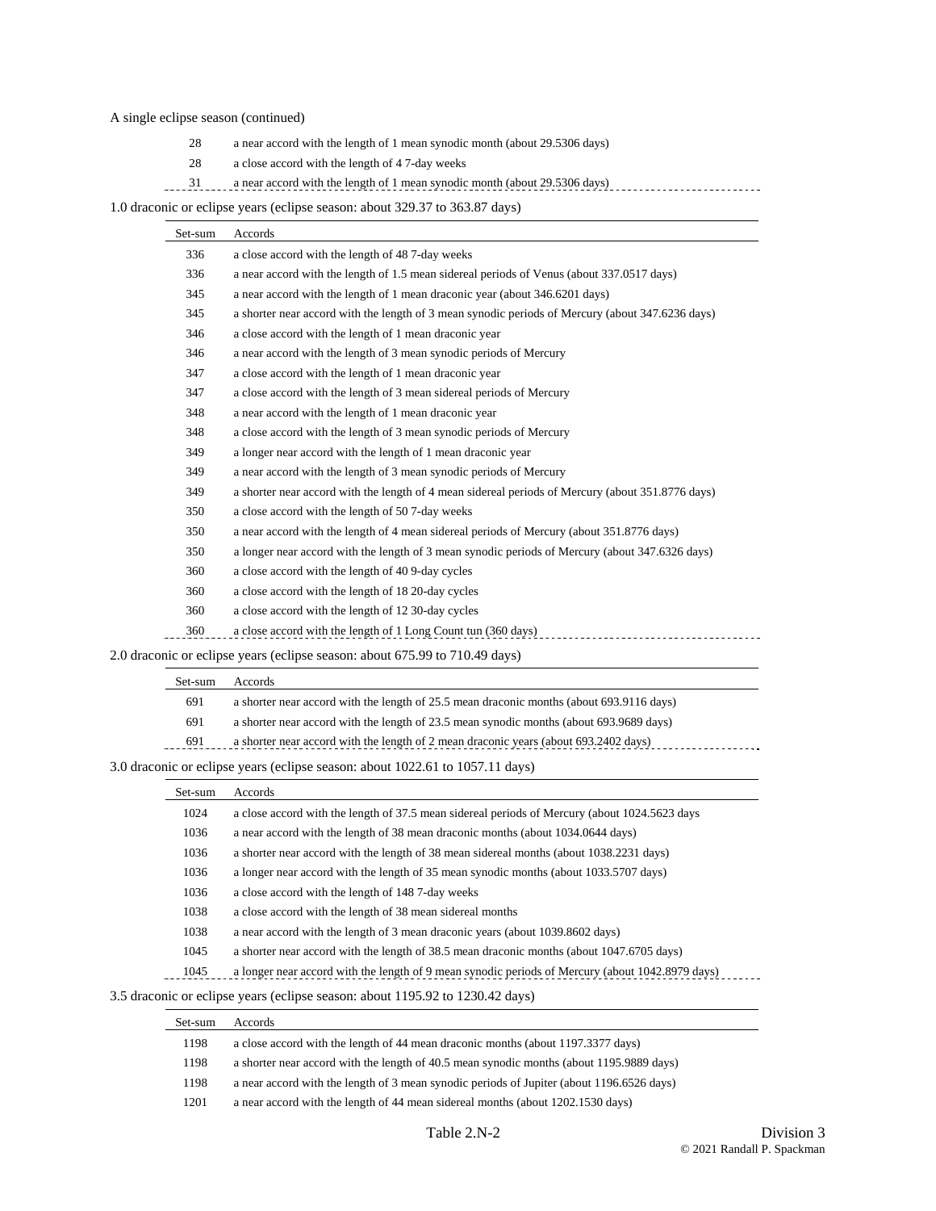A single eclipse season (continued)

| Set-sum | Accords |
|---|---|
| 28 | a near accord with the length of 1 mean synodic month (about 29.5306 days) |
| 28 | a close accord with the length of 4 7-day weeks |
| 31 | a near accord with the length of 1 mean synodic month (about 29.5306 days) |

1.0 draconic or eclipse years (eclipse season: about 329.37 to 363.87 days)

| Set-sum | Accords |
|---|---|
| 336 | a close accord with the length of 48 7-day weeks |
| 336 | a near accord with the length of 1.5 mean sidereal periods of Venus (about 337.0517 days) |
| 345 | a near accord with the length of 1 mean draconic year (about 346.6201 days) |
| 345 | a shorter near accord with the length of 3 mean synodic periods of Mercury (about 347.6236 days) |
| 346 | a close accord with the length of 1 mean draconic year |
| 346 | a near accord with the length of 3 mean synodic periods of Mercury |
| 347 | a close accord with the length of 1 mean draconic year |
| 347 | a close accord with the length of 3 mean sidereal periods of Mercury |
| 348 | a near accord with the length of 1 mean draconic year |
| 348 | a close accord with the length of 3 mean synodic periods of Mercury |
| 349 | a longer near accord with the length of 1 mean draconic year |
| 349 | a near accord with the length of 3 mean synodic periods of Mercury |
| 349 | a shorter near accord with the length of 4 mean sidereal periods of Mercury (about 351.8776 days) |
| 350 | a close accord with the length of 50 7-day weeks |
| 350 | a near accord with the length of 4 mean sidereal periods of Mercury (about 351.8776 days) |
| 350 | a longer near accord with the length of 3 mean synodic periods of Mercury (about 347.6326 days) |
| 360 | a close accord with the length of 40 9-day cycles |
| 360 | a close accord with the length of 18 20-day cycles |
| 360 | a close accord with the length of 12 30-day cycles |
| 360 | a close accord with the length of 1 Long Count tun (360 days) |

2.0 draconic or eclipse years (eclipse season: about 675.99 to 710.49 days)

| Set-sum | Accords |
|---|---|
| 691 | a shorter near accord with the length of 25.5 mean draconic months (about 693.9116 days) |
| 691 | a shorter near accord with the length of 23.5 mean synodic months (about 693.9689 days) |
| 691 | a shorter near accord with the length of 2 mean draconic years (about 693.2402 days) |

3.0 draconic or eclipse years (eclipse season: about 1022.61 to 1057.11 days)

| Set-sum | Accords |
|---|---|
| 1024 | a close accord with the length of 37.5 mean sidereal periods of Mercury (about 1024.5623 days |
| 1036 | a near accord with the length of 38 mean draconic months (about 1034.0644 days) |
| 1036 | a shorter near accord with the length of 38 mean sidereal months (about 1038.2231 days) |
| 1036 | a longer near accord with the length of 35 mean synodic months (about 1033.5707 days) |
| 1036 | a close accord with the length of 148 7-day weeks |
| 1038 | a close accord with the length of 38 mean sidereal months |
| 1038 | a near accord with the length of 3 mean draconic years (about 1039.8602 days) |
| 1045 | a shorter near accord with the length of 38.5 mean draconic months (about 1047.6705 days) |
| 1045 | a longer near accord with the length of 9 mean synodic periods of Mercury (about 1042.8979 days) |

3.5 draconic or eclipse years (eclipse season: about 1195.92 to 1230.42 days)

| Set-sum | Accords |
|---|---|
| 1198 | a close accord with the length of 44 mean draconic months (about 1197.3377 days) |
| 1198 | a shorter near accord with the length of 40.5 mean synodic months (about 1195.9889 days) |
| 1198 | a near accord with the length of 3 mean synodic periods of Jupiter (about 1196.6526 days) |
| 1201 | a near accord with the length of 44 mean sidereal months (about 1202.1530 days) |

Table 2.N-2 Division 3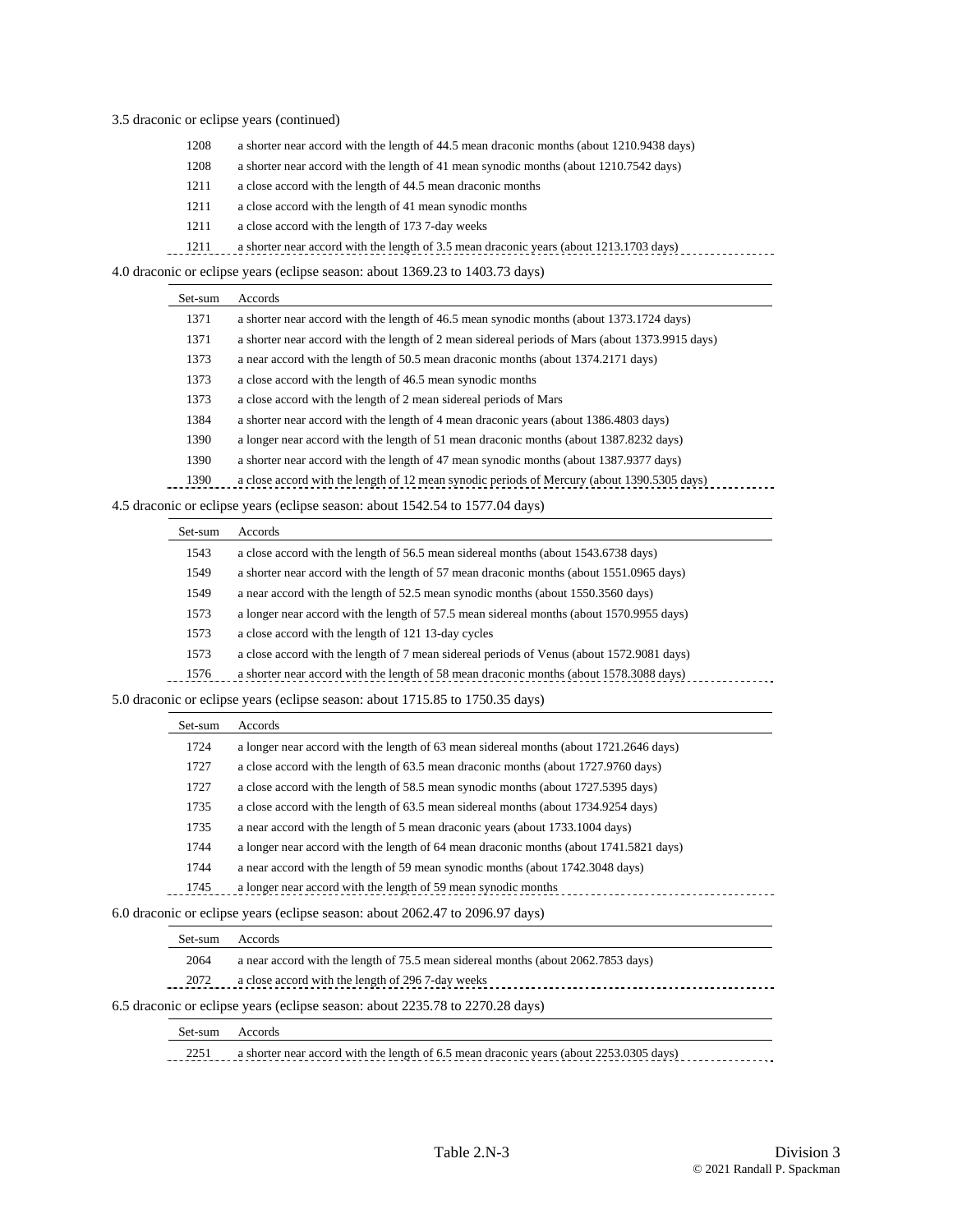3.5 draconic or eclipse years (continued)

| Set-sum | Accords |
|---|---|
| 1208 | a shorter near accord with the length of 44.5 mean draconic months (about 1210.9438 days) |
| 1208 | a shorter near accord with the length of 41 mean synodic months (about 1210.7542 days) |
| 1211 | a close accord with the length of 44.5 mean draconic months |
| 1211 | a close accord with the length of 41 mean synodic months |
| 1211 | a close accord with the length of 173 7-day weeks |
| 1211 | a shorter near accord with the length of 3.5 mean draconic years (about 1213.1703 days) |

4.0 draconic or eclipse years (eclipse season: about 1369.23 to 1403.73 days)

| Set-sum | Accords |
|---|---|
| 1371 | a shorter near accord with the length of 46.5 mean synodic months (about 1373.1724 days) |
| 1371 | a shorter near accord with the length of 2 mean sidereal periods of Mars (about 1373.9915 days) |
| 1373 | a near accord with the length of 50.5 mean draconic months (about 1374.2171 days) |
| 1373 | a close accord with the length of 46.5 mean synodic months |
| 1373 | a close accord with the length of 2 mean sidereal periods of Mars |
| 1384 | a shorter near accord with the length of 4 mean draconic years (about 1386.4803 days) |
| 1390 | a longer near accord with the length of 51 mean draconic months (about 1387.8232 days) |
| 1390 | a shorter near accord with the length of 47 mean synodic months (about 1387.9377 days) |
| 1390 | a close accord with the length of 12 mean synodic periods of Mercury (about 1390.5305 days) |

4.5 draconic or eclipse years (eclipse season: about 1542.54 to 1577.04 days)

| Set-sum | Accords |
|---|---|
| 1543 | a close accord with the length of 56.5 mean sidereal months (about 1543.6738 days) |
| 1549 | a shorter near accord with the length of 57 mean draconic months (about 1551.0965 days) |
| 1549 | a near accord with the length of 52.5 mean synodic months (about 1550.3560 days) |
| 1573 | a longer near accord with the length of 57.5 mean sidereal months (about 1570.9955 days) |
| 1573 | a close accord with the length of 121 13-day cycles |
| 1573 | a close accord with the length of 7 mean sidereal periods of Venus (about 1572.9081 days) |
| 1576 | a shorter near accord with the length of 58 mean draconic months (about 1578.3088 days) |

5.0 draconic or eclipse years (eclipse season: about 1715.85 to 1750.35 days)

| Set-sum | Accords |
|---|---|
| 1724 | a longer near accord with the length of 63 mean sidereal months (about 1721.2646 days) |
| 1727 | a close accord with the length of 63.5 mean draconic months (about 1727.9760 days) |
| 1727 | a close accord with the length of 58.5 mean synodic months (about 1727.5395 days) |
| 1735 | a close accord with the length of 63.5 mean sidereal months (about 1734.9254 days) |
| 1735 | a near accord with the length of 5 mean draconic years (about 1733.1004 days) |
| 1744 | a longer near accord with the length of 64 mean draconic months (about 1741.5821 days) |
| 1744 | a near accord with the length of 59 mean synodic months (about 1742.3048 days) |
| 1745 | a longer near accord with the length of 59 mean synodic months |

6.0 draconic or eclipse years (eclipse season: about 2062.47 to 2096.97 days)

| Set-sum | Accords |
|---|---|
| 2064 | a near accord with the length of 75.5 mean sidereal months (about 2062.7853 days) |
| 2072 | a close accord with the length of 296 7-day weeks |

6.5 draconic or eclipse years (eclipse season: about 2235.78 to 2270.28 days)

| Set-sum | Accords |
|---|---|
| 2251 | a shorter near accord with the length of 6.5 mean draconic years (about 2253.0305 days) |

Table 2.N-3 Division 3

© 2021 Randall P. Spackman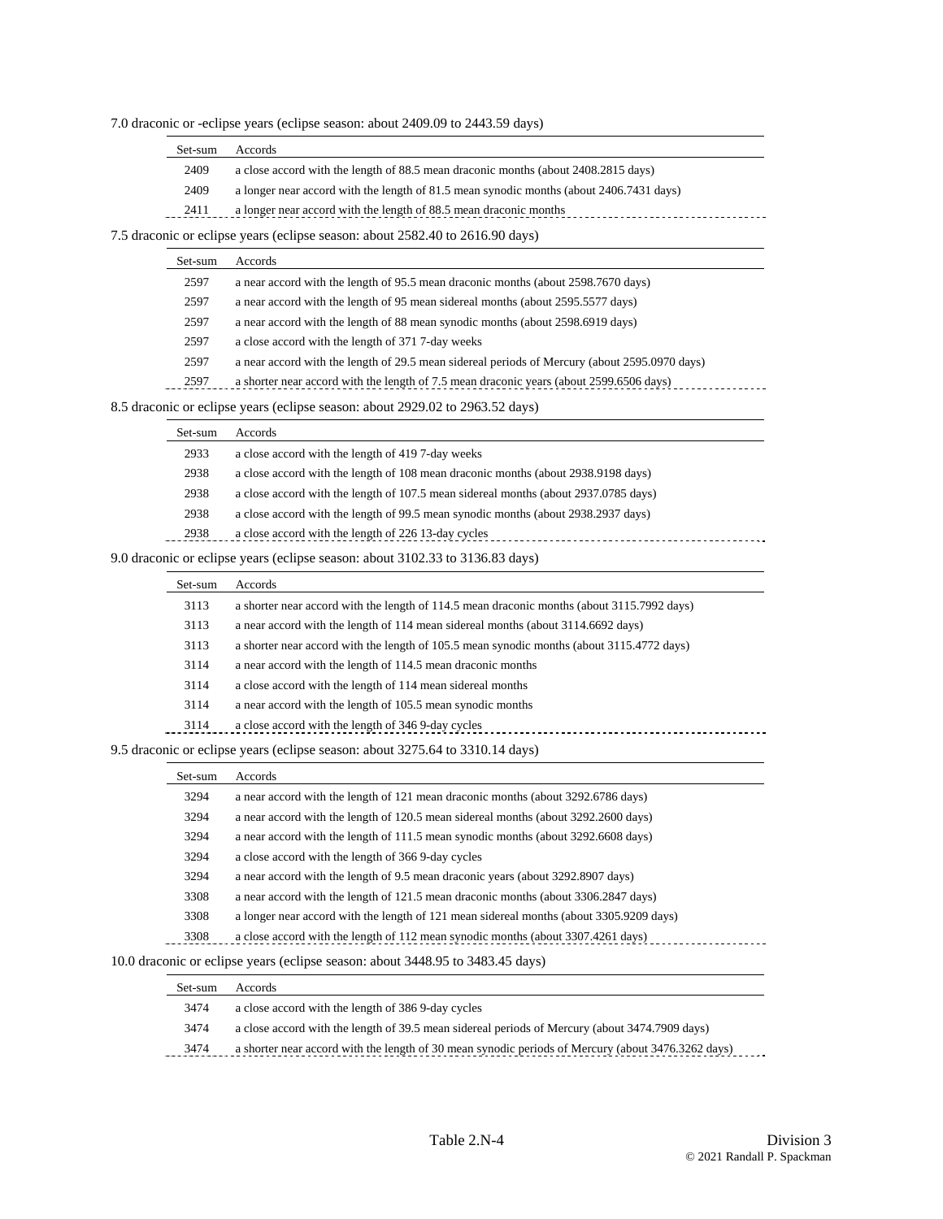7.0 draconic or -eclipse years (eclipse season: about 2409.09 to 2443.59 days)

| Set-sum | Accords |
|---|---|
| 2409 | a close accord with the length of 88.5 mean draconic months (about 2408.2815 days) |
| 2409 | a longer near accord with the length of 81.5 mean synodic months (about 2406.7431 days) |
| 2411 | a longer near accord with the length of 88.5 mean draconic months |

7.5 draconic or eclipse years (eclipse season: about 2582.40 to 2616.90 days)

| Set-sum | Accords |
|---|---|
| 2597 | a near accord with the length of 95.5 mean draconic months (about 2598.7670 days) |
| 2597 | a near accord with the length of 95 mean sidereal months (about 2595.5577 days) |
| 2597 | a near accord with the length of 88 mean synodic months (about 2598.6919 days) |
| 2597 | a close accord with the length of 371 7-day weeks |
| 2597 | a near accord with the length of 29.5 mean sidereal periods of Mercury (about 2595.0970 days) |
| 2597 | a shorter near accord with the length of 7.5 mean draconic years (about 2599.6506 days) |

8.5 draconic or eclipse years (eclipse season: about 2929.02 to 2963.52 days)

| Set-sum | Accords |
|---|---|
| 2933 | a close accord with the length of 419 7-day weeks |
| 2938 | a close accord with the length of 108 mean draconic months (about 2938.9198 days) |
| 2938 | a close accord with the length of 107.5 mean sidereal months (about 2937.0785 days) |
| 2938 | a close accord with the length of 99.5 mean synodic months (about 2938.2937 days) |
| 2938 | a close accord with the length of 226 13-day cycles |

9.0 draconic or eclipse years (eclipse season: about 3102.33 to 3136.83 days)

| Set-sum | Accords |
|---|---|
| 3113 | a shorter near accord with the length of 114.5 mean draconic months (about 3115.7992 days) |
| 3113 | a near accord with the length of 114 mean sidereal months (about 3114.6692 days) |
| 3113 | a shorter near accord with the length of 105.5 mean synodic months (about 3115.4772 days) |
| 3114 | a near accord with the length of 114.5 mean draconic months |
| 3114 | a close accord with the length of 114 mean sidereal months |
| 3114 | a near accord with the length of 105.5 mean synodic months |
| 3114 | a close accord with the length of 346 9-day cycles |

9.5 draconic or eclipse years (eclipse season: about 3275.64 to 3310.14 days)

| Set-sum | Accords |
|---|---|
| 3294 | a near accord with the length of 121 mean draconic months (about 3292.6786 days) |
| 3294 | a near accord with the length of 120.5 mean sidereal months (about 3292.2600 days) |
| 3294 | a near accord with the length of 111.5 mean synodic months (about 3292.6608 days) |
| 3294 | a close accord with the length of 366 9-day cycles |
| 3294 | a near accord with the length of 9.5 mean draconic years (about 3292.8907 days) |
| 3308 | a near accord with the length of 121.5 mean draconic months (about 3306.2847 days) |
| 3308 | a longer near accord with the length of 121 mean sidereal months (about 3305.9209 days) |
| 3308 | a close accord with the length of 112 mean synodic months (about 3307.4261 days) |

10.0 draconic or eclipse years (eclipse season: about 3448.95 to 3483.45 days)

| Set-sum | Accords |
|---|---|
| 3474 | a close accord with the length of 386 9-day cycles |
| 3474 | a close accord with the length of 39.5 mean sidereal periods of Mercury (about 3474.7909 days) |
| 3474 | a shorter near accord with the length of 30 mean synodic periods of Mercury (about 3476.3262 days) |

Table 2.N-4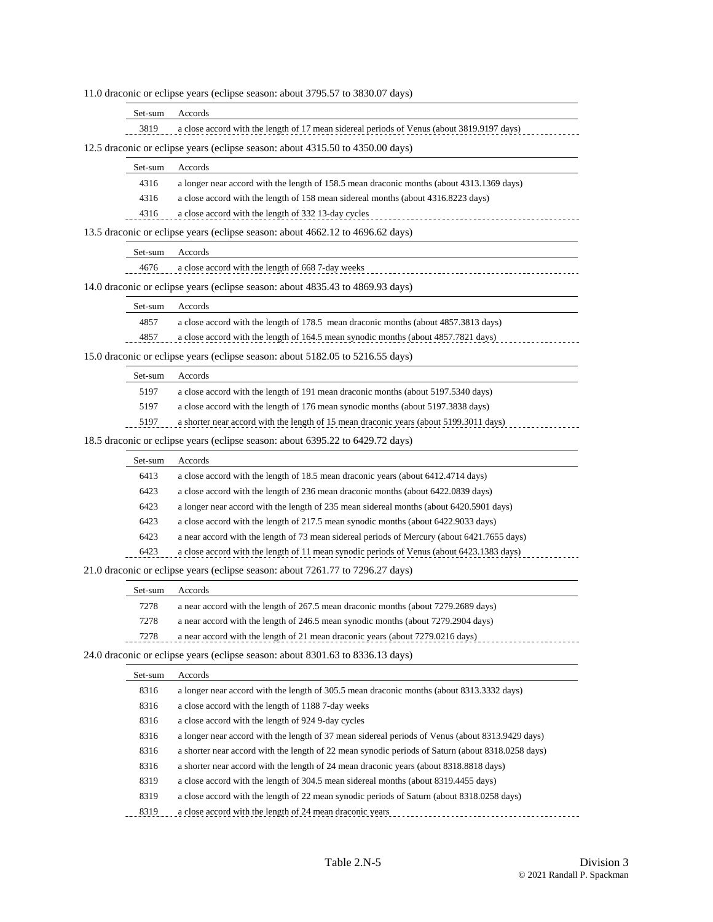11.0 draconic or eclipse years (eclipse season: about 3795.57 to 3830.07 days)

| Set-sum | Accords |
|---|---|
| 3819 | a close accord with the length of 17 mean sidereal periods of Venus (about 3819.9197 days) |

12.5 draconic or eclipse years (eclipse season: about 4315.50 to 4350.00 days)

| Set-sum | Accords |
|---|---|
| 4316 | a longer near accord with the length of 158.5 mean draconic months (about 4313.1369 days) |
| 4316 | a close accord with the length of 158 mean sidereal months (about 4316.8223 days) |
| 4316 | a close accord with the length of 332 13-day cycles |

13.5 draconic or eclipse years (eclipse season: about 4662.12 to 4696.62 days)

| Set-sum | Accords |
|---|---|
| 4676 | a close accord with the length of 668 7-day weeks |

14.0 draconic or eclipse years (eclipse season: about 4835.43 to 4869.93 days)

| Set-sum | Accords |
|---|---|
| 4857 | a close accord with the length of 178.5 mean draconic months (about 4857.3813 days) |
| 4857 | a close accord with the length of 164.5 mean synodic months (about 4857.7821 days) |

15.0 draconic or eclipse years (eclipse season: about 5182.05 to 5216.55 days)

| Set-sum | Accords |
|---|---|
| 5197 | a close accord with the length of 191 mean draconic months (about 5197.5340 days) |
| 5197 | a close accord with the length of 176 mean synodic months (about 5197.3838 days) |
| 5197 | a shorter near accord with the length of 15 mean draconic years (about 5199.3011 days) |

18.5 draconic or eclipse years (eclipse season: about 6395.22 to 6429.72 days)

| Set-sum | Accords |
|---|---|
| 6413 | a close accord with the length of 18.5 mean draconic years (about 6412.4714 days) |
| 6423 | a close accord with the length of 236 mean draconic months (about 6422.0839 days) |
| 6423 | a longer near accord with the length of 235 mean sidereal months (about 6420.5901 days) |
| 6423 | a close accord with the length of 217.5 mean synodic months (about 6422.9033 days) |
| 6423 | a near accord with the length of 73 mean sidereal periods of Mercury (about 6421.7655 days) |
| 6423 | a close accord with the length of 11 mean synodic periods of Venus (about 6423.1383 days) |

21.0 draconic or eclipse years (eclipse season: about 7261.77 to 7296.27 days)

| Set-sum | Accords |
|---|---|
| 7278 | a near accord with the length of 267.5 mean draconic months (about 7279.2689 days) |
| 7278 | a near accord with the length of 246.5 mean synodic months (about 7279.2904 days) |
| 7278 | a near accord with the length of 21 mean draconic years (about 7279.0216 days) |

24.0 draconic or eclipse years (eclipse season: about 8301.63 to 8336.13 days)

| Set-sum | Accords |
|---|---|
| 8316 | a longer near accord with the length of 305.5 mean draconic months (about 8313.3332 days) |
| 8316 | a close accord with the length of 1188 7-day weeks |
| 8316 | a close accord with the length of 924 9-day cycles |
| 8316 | a longer near accord with the length of 37 mean sidereal periods of Venus (about 8313.9429 days) |
| 8316 | a shorter near accord with the length of 22 mean synodic periods of Saturn (about 8318.0258 days) |
| 8316 | a shorter near accord with the length of 24 mean draconic years (about 8318.8818 days) |
| 8319 | a close accord with the length of 304.5 mean sidereal months (about 8319.4455 days) |
| 8319 | a close accord with the length of 22 mean synodic periods of Saturn (about 8318.0258 days) |
| 8319 | a close accord with the length of 24 mean draconic years |

Table 2.N-5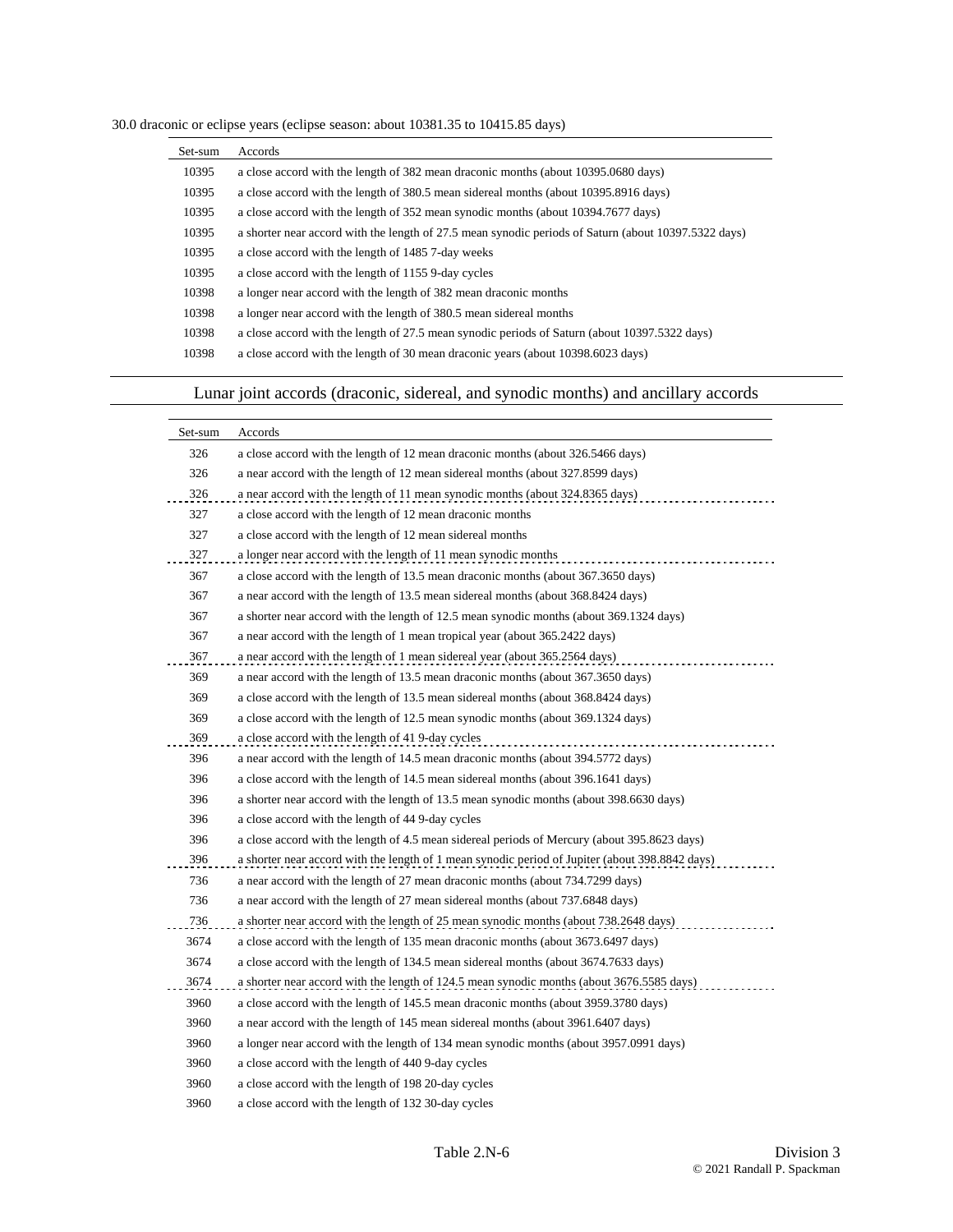30.0 draconic or eclipse years (eclipse season: about 10381.35 to 10415.85 days)

| Set-sum | Accords |
|---|---|
| 10395 | a close accord with the length of 382 mean draconic months (about 10395.0680 days) |
| 10395 | a close accord with the length of 380.5 mean sidereal months (about 10395.8916 days) |
| 10395 | a close accord with the length of 352 mean synodic months (about 10394.7677 days) |
| 10395 | a shorter near accord with the length of 27.5 mean synodic periods of Saturn (about 10397.5322 days) |
| 10395 | a close accord with the length of 1485 7-day weeks |
| 10395 | a close accord with the length of 1155 9-day cycles |
| 10398 | a longer near accord with the length of 382 mean draconic months |
| 10398 | a longer near accord with the length of 380.5 mean sidereal months |
| 10398 | a close accord with the length of 27.5 mean synodic periods of Saturn (about 10397.5322 days) |
| 10398 | a close accord with the length of 30 mean draconic years (about 10398.6023 days) |

## Lunar joint accords (draconic, sidereal, and synodic months) and ancillary accords

| Set-sum | Accords |
|---|---|
| 326 | a close accord with the length of 12 mean draconic months (about 326.5466 days) |
| 326 | a near accord with the length of 12 mean sidereal months (about 327.8599 days) |
| 326 | a near accord with the length of 11 mean synodic months (about 324.8365 days) |
| 327 | a close accord with the length of 12 mean draconic months |
| 327 | a close accord with the length of 12 mean sidereal months |
| 327 | a longer near accord with the length of 11 mean synodic months |
| 367 | a close accord with the length of 13.5 mean draconic months (about 367.3650 days) |
| 367 | a near accord with the length of 13.5 mean sidereal months (about 368.8424 days) |
| 367 | a shorter near accord with the length of 12.5 mean synodic months (about 369.1324 days) |
| 367 | a near accord with the length of 1 mean tropical year (about 365.2422 days) |
| 367 | a near accord with the length of 1 mean sidereal year (about 365.2564 days) |
| 369 | a near accord with the length of 13.5 mean draconic months (about 367.3650 days) |
| 369 | a close accord with the length of 13.5 mean sidereal months (about 368.8424 days) |
| 369 | a close accord with the length of 12.5 mean synodic months (about 369.1324 days) |
| 369 | a close accord with the length of 41 9-day cycles |
| 396 | a near accord with the length of 14.5 mean draconic months (about 394.5772 days) |
| 396 | a close accord with the length of 14.5 mean sidereal months (about 396.1641 days) |
| 396 | a shorter near accord with the length of 13.5 mean synodic months (about 398.6630 days) |
| 396 | a close accord with the length of 44 9-day cycles |
| 396 | a close accord with the length of 4.5 mean sidereal periods of Mercury (about 395.8623 days) |
| 396 | a shorter near accord with the length of 1 mean synodic period of Jupiter (about 398.8842 days) |
| 736 | a near accord with the length of 27 mean draconic months (about 734.7299 days) |
| 736 | a near accord with the length of 27 mean sidereal months (about 737.6848 days) |
| 736 | a shorter near accord with the length of 25 mean synodic months (about 738.2648 days) |
| 3674 | a close accord with the length of 135 mean draconic months (about 3673.6497 days) |
| 3674 | a close accord with the length of 134.5 mean sidereal months (about 3674.7633 days) |
| 3674 | a shorter near accord with the length of 124.5 mean synodic months (about 3676.5585 days) |
| 3960 | a close accord with the length of 145.5 mean draconic months (about 3959.3780 days) |
| 3960 | a near accord with the length of 145 mean sidereal months (about 3961.6407 days) |
| 3960 | a longer near accord with the length of 134 mean synodic months (about 3957.0991 days) |
| 3960 | a close accord with the length of 440 9-day cycles |
| 3960 | a close accord with the length of 198 20-day cycles |
| 3960 | a close accord with the length of 132 30-day cycles |

Table 2.N-6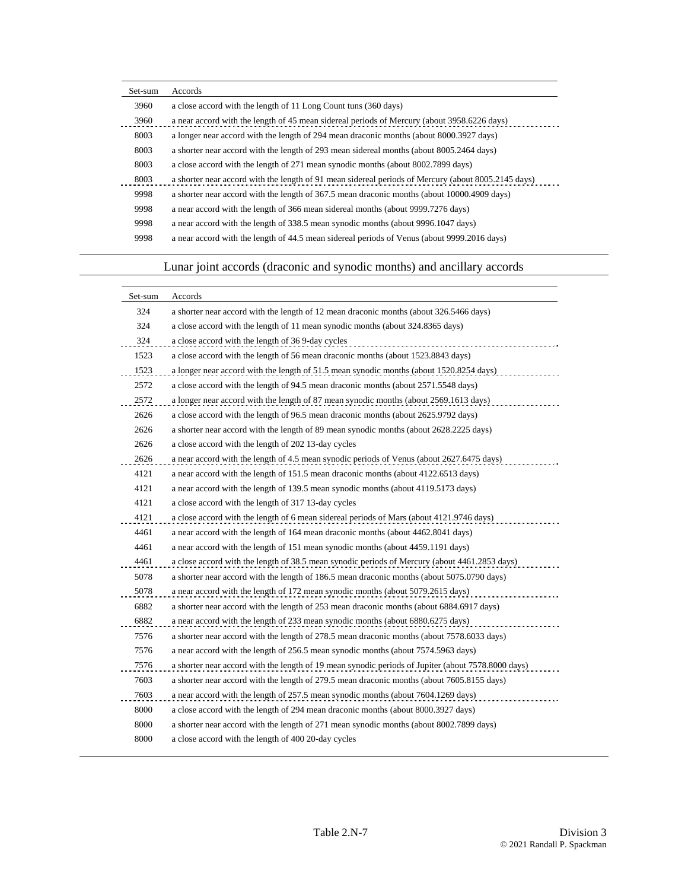| Set-sum | Accords |
|---|---|
| 3960 | a close accord with the length of 11 Long Count tuns (360 days) |
| 3960 | a near accord with the length of 45 mean sidereal periods of Mercury (about 3958.6226 days) |
| 8003 | a longer near accord with the length of 294 mean draconic months (about 8000.3927 days) |
| 8003 | a shorter near accord with the length of 293 mean sidereal months (about 8005.2464 days) |
| 8003 | a close accord with the length of 271 mean synodic months (about 8002.7899 days) |
| 8003 | a shorter near accord with the length of 91 mean sidereal periods of Mercury (about 8005.2145 days) |
| 9998 | a shorter near accord with the length of 367.5 mean draconic months (about 10000.4909 days) |
| 9998 | a near accord with the length of 366 mean sidereal months (about 9999.7276 days) |
| 9998 | a near accord with the length of 338.5 mean synodic months (about 9996.1047 days) |
| 9998 | a near accord with the length of 44.5 mean sidereal periods of Venus (about 9999.2016 days) |

## Lunar joint accords (draconic and synodic months) and ancillary accords

| Set-sum | Accords |
|---|---|
| 324 | a shorter near accord with the length of 12 mean draconic months (about 326.5466 days) |
| 324 | a close accord with the length of 11 mean synodic months (about 324.8365 days) |
| 324 | a close accord with the length of 36 9-day cycles |
| 1523 | a close accord with the length of 56 mean draconic months (about 1523.8843 days) |
| 1523 | a longer near accord with the length of 51.5 mean synodic months (about 1520.8254 days) |
| 2572 | a close accord with the length of 94.5 mean draconic months (about 2571.5548 days) |
| 2572 | a longer near accord with the length of 87 mean synodic months (about 2569.1613 days) |
| 2626 | a close accord with the length of 96.5 mean draconic months (about 2625.9792 days) |
| 2626 | a shorter near accord with the length of 89 mean synodic months (about 2628.2225 days) |
| 2626 | a close accord with the length of 202 13-day cycles |
| 2626 | a near accord with the length of 4.5 mean synodic periods of Venus (about 2627.6475 days) |
| 4121 | a near accord with the length of 151.5 mean draconic months (about 4122.6513 days) |
| 4121 | a near accord with the length of 139.5 mean synodic months (about 4119.5173 days) |
| 4121 | a close accord with the length of 317 13-day cycles |
| 4121 | a close accord with the length of 6 mean sidereal periods of Mars (about 4121.9746 days) |
| 4461 | a near accord with the length of 164 mean draconic months (about 4462.8041 days) |
| 4461 | a near accord with the length of 151 mean synodic months (about 4459.1191 days) |
| 4461 | a close accord with the length of 38.5 mean synodic periods of Mercury (about 4461.2853 days) |
| 5078 | a shorter near accord with the length of 186.5 mean draconic months (about 5075.0790 days) |
| 5078 | a near accord with the length of 172 mean synodic months (about 5079.2615 days) |
| 6882 | a shorter near accord with the length of 253 mean draconic months (about 6884.6917 days) |
| 6882 | a near accord with the length of 233 mean synodic months (about 6880.6275 days) |
| 7576 | a shorter near accord with the length of 278.5 mean draconic months (about 7578.6033 days) |
| 7576 | a near accord with the length of 256.5 mean synodic months (about 7574.5963 days) |
| 7576 | a shorter near accord with the length of 19 mean synodic periods of Jupiter (about 7578.8000 days) |
| 7603 | a shorter near accord with the length of 279.5 mean draconic months (about 7605.8155 days) |
| 7603 | a near accord with the length of 257.5 mean synodic months (about 7604.1269 days) |
| 8000 | a close accord with the length of 294 mean draconic months (about 8000.3927 days) |
| 8000 | a shorter near accord with the length of 271 mean synodic months (about 8002.7899 days) |
| 8000 | a close accord with the length of 400 20-day cycles |

Table 2.N-7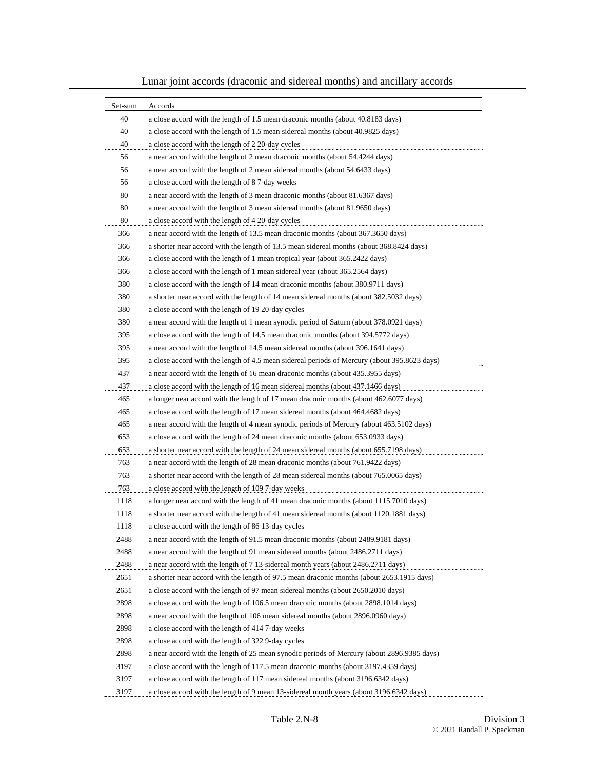## Lunar joint accords (draconic and sidereal months) and ancillary accords

| Set-sum | Accords |
|---|---|
| 40 | a close accord with the length of 1.5 mean draconic months (about 40.8183 days) |
| 40 | a close accord with the length of 1.5 mean sidereal months (about 40.9825 days) |
| 40 | a close accord with the length of 2 20-day cycles |
| 56 | a near accord with the length of 2 mean draconic months (about 54.4244 days) |
| 56 | a near accord with the length of 2 mean sidereal months (about 54.6433 days) |
| 56 | a close accord with the length of 8 7-day weeks |
| 80 | a near accord with the length of 3 mean draconic months (about 81.6367 days) |
| 80 | a near accord with the length of 3 mean sidereal months (about 81.9650 days) |
| 80 | a close accord with the length of 4 20-day cycles |
| 366 | a near accord with the length of 13.5 mean draconic months (about 367.3650 days) |
| 366 | a shorter near accord with the length of 13.5 mean sidereal months (about 368.8424 days) |
| 366 | a close accord with the length of 1 mean tropical year (about 365.2422 days) |
| 366 | a close accord with the length of 1 mean sidereal year (about 365.2564 days) |
| 380 | a close accord with the length of 14 mean draconic months (about 380.9711 days) |
| 380 | a shorter near accord with the length of 14 mean sidereal months (about 382.5032 days) |
| 380 | a close accord with the length of 19 20-day cycles |
| 380 | a near accord with the length of 1 mean synodic period of Saturn (about 378.0921 days) |
| 395 | a close accord with the length of 14.5 mean draconic months (about 394.5772 days) |
| 395 | a near accord with the length of 14.5 mean sidereal months (about 396.1641 days) |
| 395 | a close accord with the length of 4.5 mean sidereal periods of Mercury (about 395.8623 days) |
| 437 | a near accord with the length of 16 mean draconic months (about 435.3955 days) |
| 437 | a close accord with the length of 16 mean sidereal months (about 437.1466 days) |
| 465 | a longer near accord with the length of 17 mean draconic months (about 462.6077 days) |
| 465 | a close accord with the length of 17 mean sidereal months (about 464.4682 days) |
| 465 | a near accord with the length of 4 mean synodic periods of Mercury (about 463.5102 days) |
| 653 | a close accord with the length of 24 mean draconic months (about 653.0933 days) |
| 653 | a shorter near accord with the length of 24 mean sidereal months (about 655.7198 days) |
| 763 | a near accord with the length of 28 mean draconic months (about 761.9422 days) |
| 763 | a shorter near accord with the length of 28 mean sidereal months (about 765.0065 days) |
| 763 | a close accord with the length of 109 7-day weeks |
| 1118 | a longer near accord with the length of 41 mean draconic months (about 1115.7010 days) |
| 1118 | a shorter near accord with the length of 41 mean sidereal months (about 1120.1881 days) |
| 1118 | a close accord with the length of 86 13-day cycles |
| 2488 | a near accord with the length of 91.5 mean draconic months (about 2489.9181 days) |
| 2488 | a near accord with the length of 91 mean sidereal months (about 2486.2711 days) |
| 2488 | a near accord with the length of 7 13-sidereal month years (about 2486.2711 days) |
| 2651 | a shorter near accord with the length of 97.5 mean draconic months (about 2653.1915 days) |
| 2651 | a close accord with the length of 97 mean sidereal months (about 2650.2010 days) |
| 2898 | a close accord with the length of 106.5 mean draconic months (about 2898.1014 days) |
| 2898 | a near accord with the length of 106 mean sidereal months (about 2896.0960 days) |
| 2898 | a close accord with the length of 414 7-day weeks |
| 2898 | a close accord with the length of 322 9-day cycles |
| 2898 | a near accord with the length of 25 mean synodic periods of Mercury (about 2896.9385 days) |
| 3197 | a close accord with the length of 117.5 mean draconic months (about 3197.4359 days) |
| 3197 | a close accord with the length of 117 mean sidereal months (about 3196.6342 days) |
| 3197 | a close accord with the length of 9 mean 13-sidereal month years (about 3196.6342 days) |

Table 2.N-8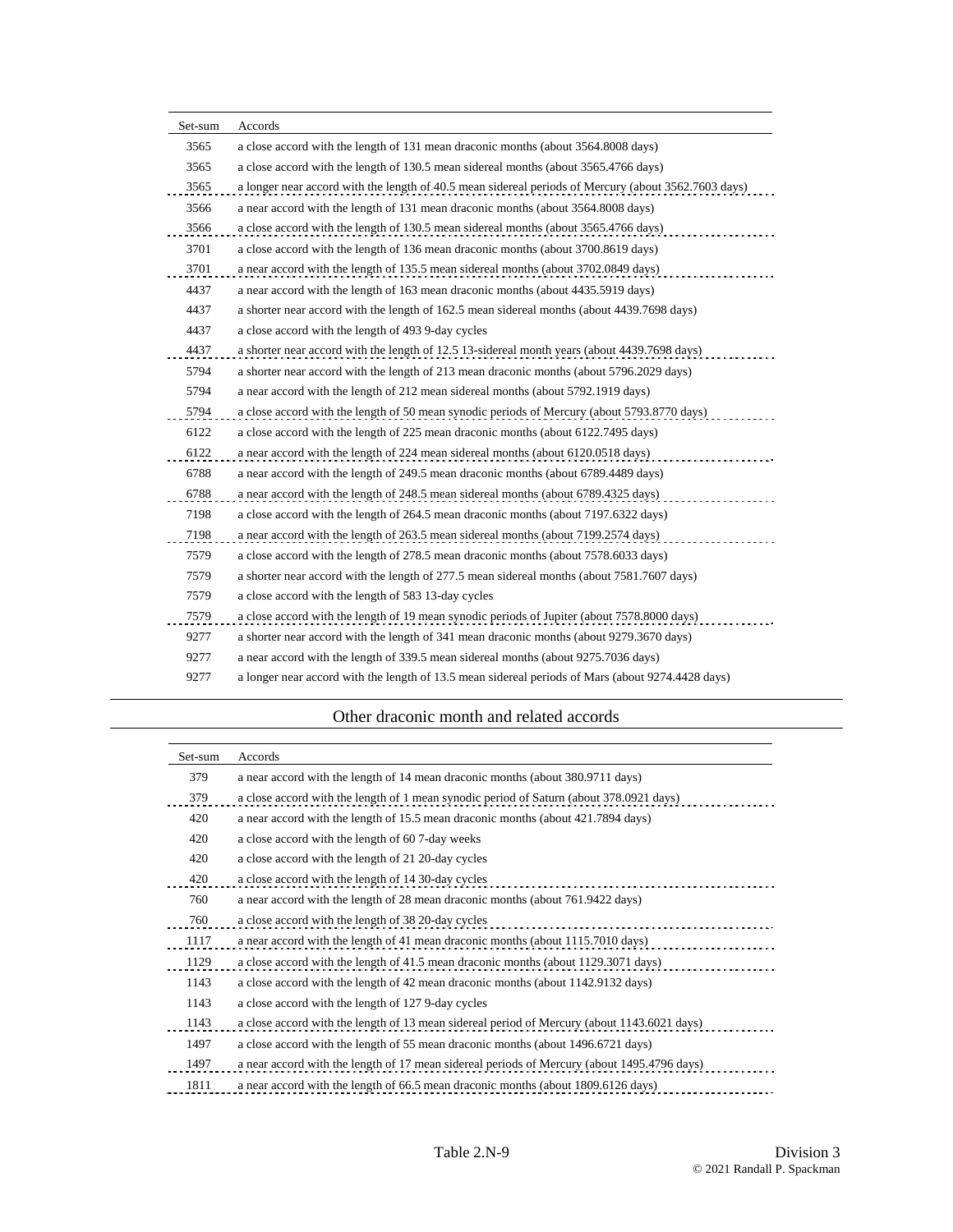| Set-sum | Accords |
|---|---|
| 3565 | a close accord with the length of 131 mean draconic months (about 3564.8008 days) |
| 3565 | a close accord with the length of 130.5 mean sidereal months (about 3565.4766 days) |
| 3565 | a longer near accord with the length of 40.5 mean sidereal periods of Mercury (about 3562.7603 days) |
| 3566 | a near accord with the length of 131 mean draconic months (about 3564.8008 days) |
| 3566 | a close accord with the length of 130.5 mean sidereal months (about 3565.4766 days) |
| 3701 | a close accord with the length of 136 mean draconic months (about 3700.8619 days) |
| 3701 | a near accord with the length of 135.5 mean sidereal months (about 3702.0849 days) |
| 4437 | a near accord with the length of 163 mean draconic months (about 4435.5919 days) |
| 4437 | a shorter near accord with the length of 162.5 mean sidereal months (about 4439.7698 days) |
| 4437 | a close accord with the length of 493 9-day cycles |
| 4437 | a shorter near accord with the length of 12.5 13-sidereal month years (about 4439.7698 days) |
| 5794 | a shorter near accord with the length of 213 mean draconic months (about 5796.2029 days) |
| 5794 | a near accord with the length of 212 mean sidereal months (about 5792.1919 days) |
| 5794 | a close accord with the length of 50 mean synodic periods of Mercury (about 5793.8770 days) |
| 6122 | a close accord with the length of 225 mean draconic months (about 6122.7495 days) |
| 6122 | a near accord with the length of 224 mean sidereal months (about 6120.0518 days) |
| 6788 | a near accord with the length of 249.5 mean draconic months (about 6789.4489 days) |
| 6788 | a near accord with the length of 248.5 mean sidereal months (about 6789.4325 days) |
| 7198 | a close accord with the length of 264.5 mean draconic months (about 7197.6322 days) |
| 7198 | a near accord with the length of 263.5 mean sidereal months (about 7199.2574 days) |
| 7579 | a close accord with the length of 278.5 mean draconic months (about 7578.6033 days) |
| 7579 | a shorter near accord with the length of 277.5 mean sidereal months (about 7581.7607 days) |
| 7579 | a close accord with the length of 583 13-day cycles |
| 7579 | a close accord with the length of 19 mean synodic periods of Jupiter (about 7578.8000 days) |
| 9277 | a shorter near accord with the length of 341 mean draconic months (about 9279.3670 days) |
| 9277 | a near accord with the length of 339.5 mean sidereal months (about 9275.7036 days) |
| 9277 | a longer near accord with the length of 13.5 mean sidereal periods of Mars (about 9274.4428 days) |

## Other draconic month and related accords

| Set-sum | Accords |
|---|---|
| 379 | a near accord with the length of 14 mean draconic months (about 380.9711 days) |
| 379 | a close accord with the length of 1 mean synodic period of Saturn (about 378.0921 days) |
| 420 | a near accord with the length of 15.5 mean draconic months (about 421.7894 days) |
| 420 | a close accord with the length of 60 7-day weeks |
| 420 | a close accord with the length of 21 20-day cycles |
| 420 | a close accord with the length of 14 30-day cycles |
| 760 | a near accord with the length of 28 mean draconic months (about 761.9422 days) |
| 760 | a close accord with the length of 38 20-day cycles |
| 1117 | a near accord with the length of 41 mean draconic months (about 1115.7010 days) |
| 1129 | a close accord with the length of 41.5 mean draconic months (about 1129.3071 days) |
| 1143 | a close accord with the length of 42 mean draconic months (about 1142.9132 days) |
| 1143 | a close accord with the length of 127 9-day cycles |
| 1143 | a close accord with the length of 13 mean sidereal period of Mercury (about 1143.6021 days) |
| 1497 | a close accord with the length of 55 mean draconic months (about 1496.6721 days) |
| 1497 | a near accord with the length of 17 mean sidereal periods of Mercury (about 1495.4796 days) |
| 1811 | a near accord with the length of 66.5 mean draconic months (about 1809.6126 days) |

Table 2.N-9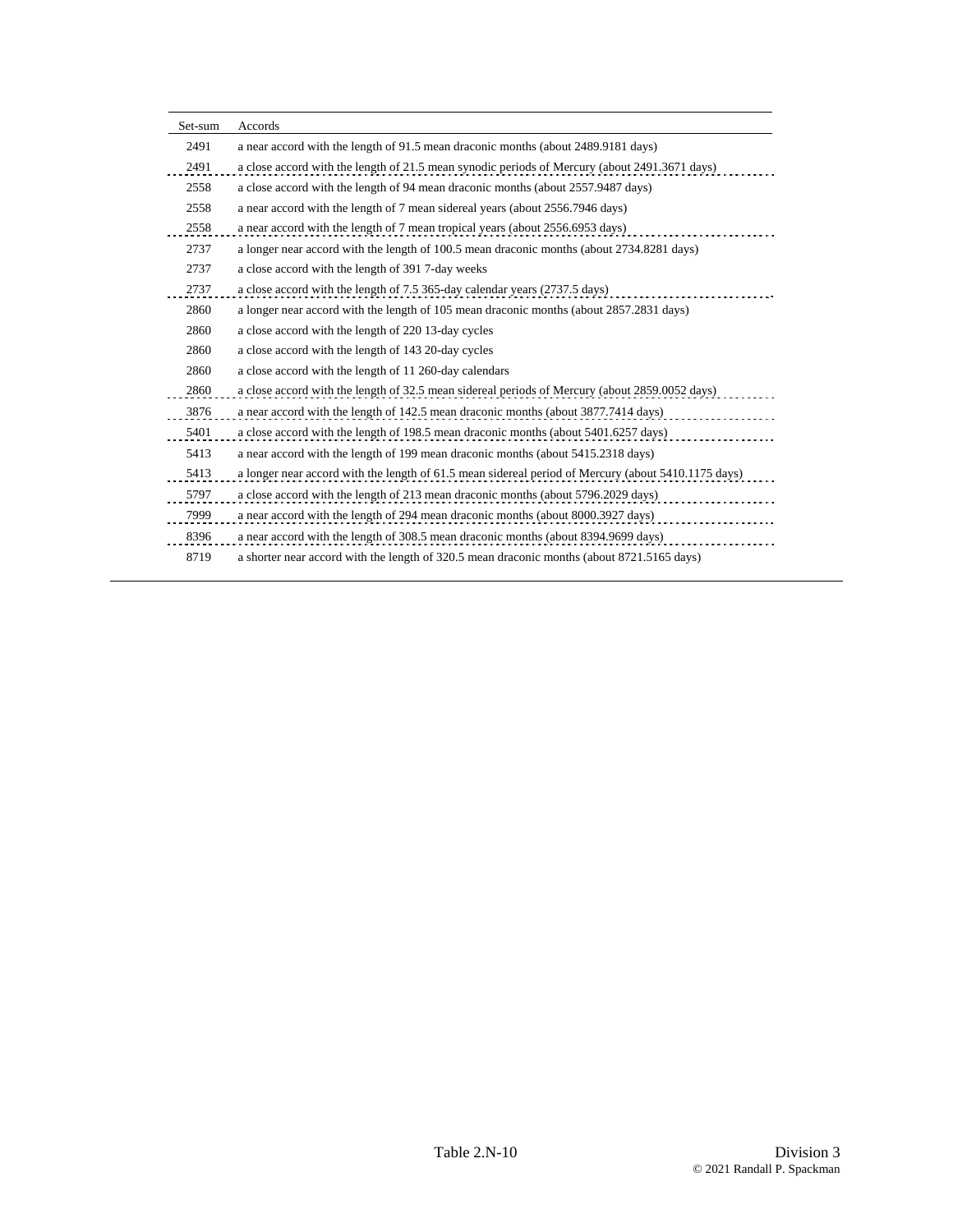| Set-sum | Accords |
| --- | --- |
| 2491 | a near accord with the length of 91.5 mean draconic months (about 2489.9181 days) |
| 2491 | a close accord with the length of 21.5 mean synodic periods of Mercury (about 2491.3671 days) |
| 2558 | a close accord with the length of 94 mean draconic months (about 2557.9487 days) |
| 2558 | a near accord with the length of 7 mean sidereal years (about 2556.7946 days) |
| 2558 | a near accord with the length of 7 mean tropical years (about 2556.6953 days) |
| 2737 | a longer near accord with the length of 100.5 mean draconic months (about 2734.8281 days) |
| 2737 | a close accord with the length of 391 7-day weeks |
| 2737 | a close accord with the length of 7.5 365-day calendar years (2737.5 days) |
| 2860 | a longer near accord with the length of 105 mean draconic months (about 2857.2831 days) |
| 2860 | a close accord with the length of 220 13-day cycles |
| 2860 | a close accord with the length of 143 20-day cycles |
| 2860 | a close accord with the length of 11 260-day calendars |
| 2860 | a close accord with the length of 32.5 mean sidereal periods of Mercury (about 2859.0052 days) |
| 3876 | a near accord with the length of 142.5 mean draconic months (about 3877.7414 days) |
| 5401 | a close accord with the length of 198.5 mean draconic months (about 5401.6257 days) |
| 5413 | a near accord with the length of 199 mean draconic months (about 5415.2318 days) |
| 5413 | a longer near accord with the length of 61.5 mean sidereal period of Mercury (about 5410.1175 days) |
| 5797 | a close accord with the length of 213 mean draconic months (about 5796.2029 days) |
| 7999 | a near accord with the length of 294 mean draconic months (about 8000.3927 days) |
| 8396 | a near accord with the length of 308.5 mean draconic months (about 8394.9699 days) |
| 8719 | a shorter near accord with the length of 320.5 mean draconic months (about 8721.5165 days) |

Table 2.N-10